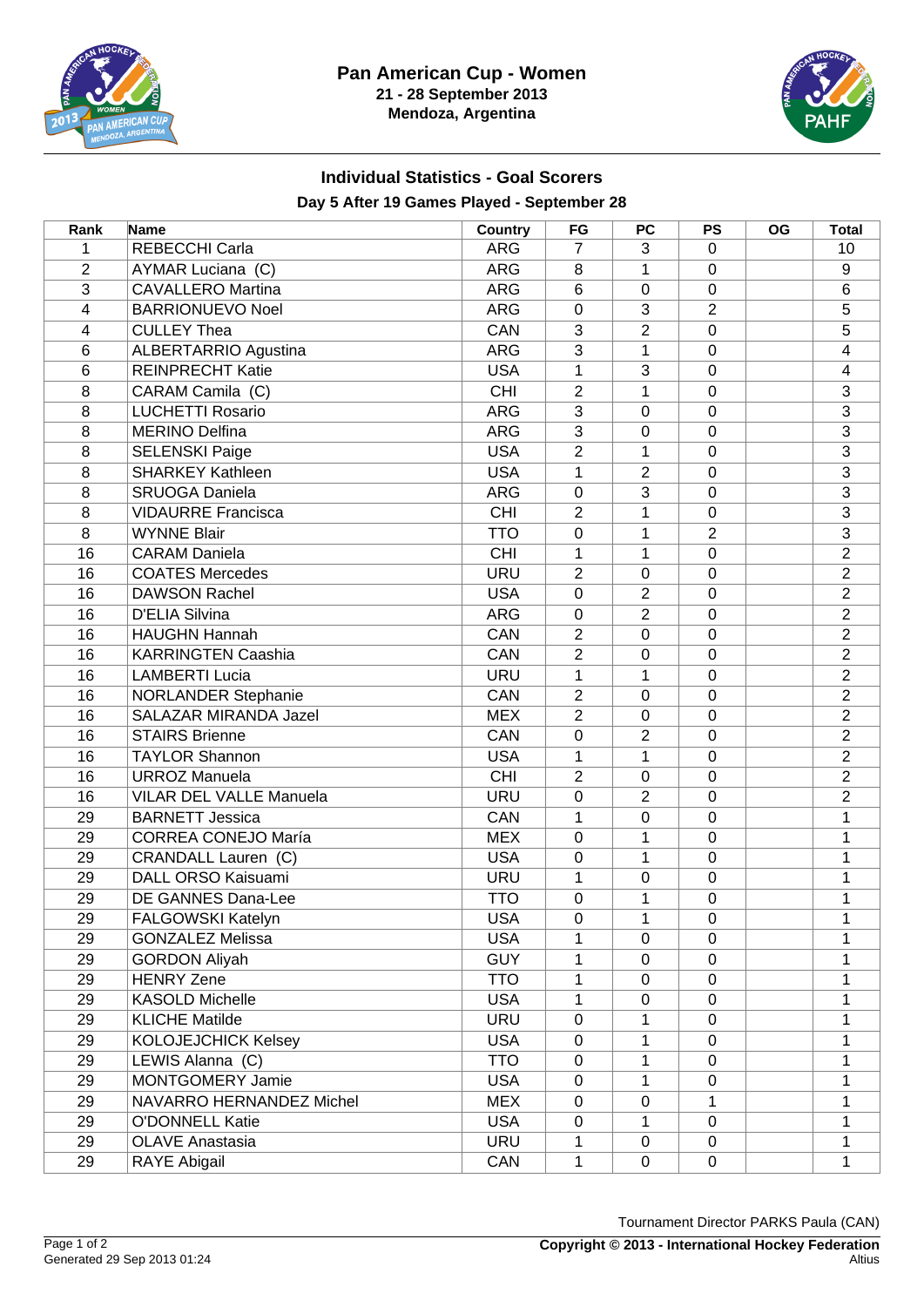# Pan American Cup - Women

**21 - 28 September 2013**

**Mendoza, Argentina**

## Individual Statistics - Goal Scorers

### Day 5 After 19 Games Played - September 28

| Rank | Name | Country | FG | PC | PS | OG | Total |
|---|---|---|---|---|---|---|---|
| 1 | REBECCHI Carla | ARG | 7 | 3 | 0 | | 10 |
| 2 | AYMAR Luciana (C) | ARG | 8 | 1 | 0 | | 9 |
| 3 | CAVALLERO Martina | ARG | 6 | 0 | 0 | | 6 |
| 4 | BARRIONUEVO Noel | ARG | 0 | 3 | 2 | | 5 |
| 4 | CULLEY Thea | CAN | 3 | 2 | 0 | | 5 |
| 6 | ALBERTARRIO Agustina | ARG | 3 | 1 | 0 | | 4 |
| 6 | REINPRECHT Katie | USA | 1 | 3 | 0 | | 4 |
| 8 | CARAM Camila (C) | CHI | 2 | 1 | 0 | | 3 |
| 8 | LUCHETTI Rosario | ARG | 3 | 0 | 0 | | 3 |
| 8 | MERINO Delfina | ARG | 3 | 0 | 0 | | 3 |
| 8 | SELENSKI Paige | USA | 2 | 1 | 0 | | 3 |
| 8 | SHARKEY Kathleen | USA | 1 | 2 | 0 | | 3 |
| 8 | SRUOGA Daniela | ARG | 0 | 3 | 0 | | 3 |
| 8 | VIDAURRE Francisca | CHI | 2 | 1 | 0 | | 3 |
| 8 | WYNNE Blair | TTO | 0 | 1 | 2 | | 3 |
| 16 | CARAM Daniela | CHI | 1 | 1 | 0 | | 2 |
| 16 | COATES Mercedes | URU | 2 | 0 | 0 | | 2 |
| 16 | DAWSON Rachel | USA | 0 | 2 | 0 | | 2 |
| 16 | D'ELIA Silvina | ARG | 0 | 2 | 0 | | 2 |
| 16 | HAUGHN Hannah | CAN | 2 | 0 | 0 | | 2 |
| 16 | KARRINGTEN Caashia | CAN | 2 | 0 | 0 | | 2 |
| 16 | LAMBERTI Lucia | URU | 1 | 1 | 0 | | 2 |
| 16 | NORLANDER Stephanie | CAN | 2 | 0 | 0 | | 2 |
| 16 | SALAZAR MIRANDA Jazel | MEX | 2 | 0 | 0 | | 2 |
| 16 | STAIRS Brienne | CAN | 0 | 2 | 0 | | 2 |
| 16 | TAYLOR Shannon | USA | 1 | 1 | 0 | | 2 |
| 16 | URROZ Manuela | CHI | 2 | 0 | 0 | | 2 |
| 16 | VILAR DEL VALLE Manuela | URU | 0 | 2 | 0 | | 2 |
| 29 | BARNETT Jessica | CAN | 1 | 0 | 0 | | 1 |
| 29 | CORREA CONEJO María | MEX | 0 | 1 | 0 | | 1 |
| 29 | CRANDALL Lauren (C) | USA | 0 | 1 | 0 | | 1 |
| 29 | DALL ORSO Kaisuami | URU | 1 | 0 | 0 | | 1 |
| 29 | DE GANNES Dana-Lee | TTO | 0 | 1 | 0 | | 1 |
| 29 | FALGOWSKI Katelyn | USA | 0 | 1 | 0 | | 1 |
| 29 | GONZALEZ Melissa | USA | 1 | 0 | 0 | | 1 |
| 29 | GORDON Aliyah | GUY | 1 | 0 | 0 | | 1 |
| 29 | HENRY Zene | TTO | 1 | 0 | 0 | | 1 |
| 29 | KASOLD Michelle | USA | 1 | 0 | 0 | | 1 |
| 29 | KLICHE Matilde | URU | 0 | 1 | 0 | | 1 |
| 29 | KOLOJEJCHICK Kelsey | USA | 0 | 1 | 0 | | 1 |
| 29 | LEWIS Alanna (C) | TTO | 0 | 1 | 0 | | 1 |
| 29 | MONTGOMERY Jamie | USA | 0 | 1 | 0 | | 1 |
| 29 | NAVARRO HERNANDEZ Michel | MEX | 0 | 0 | 1 | | 1 |
| 29 | O'DONNELL Katie | USA | 0 | 1 | 0 | | 1 |
| 29 | OLAVE Anastasia | URU | 1 | 0 | 0 | | 1 |
| 29 | RAYE Abigail | CAN | 1 | 0 | 0 | | 1 |

Tournament Director PARKS Paula (CAN)

Generated 29 Sep 2013 01:24

**Copyright © 2013 - International Hockey Federation**

Altius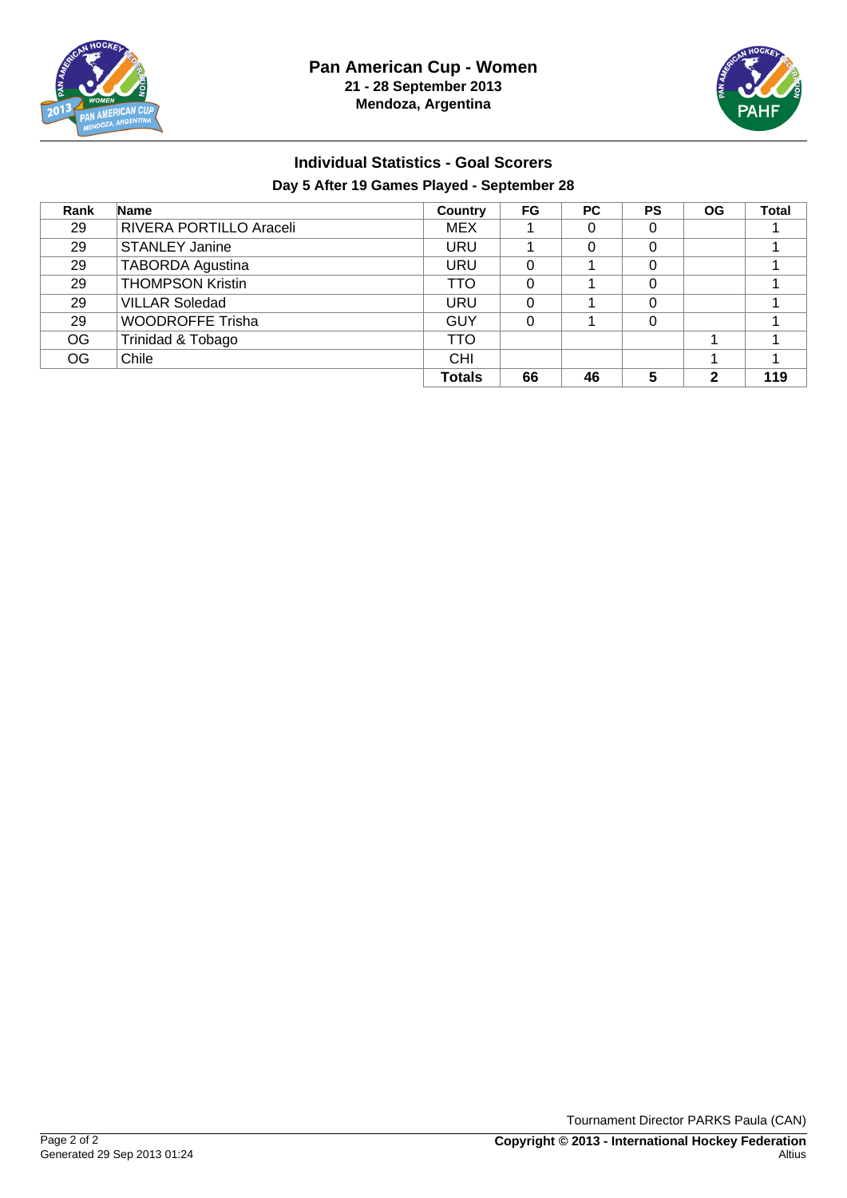# Pan American Cup - Women

**21 - 28 September 2013**
**Mendoza, Argentina**

## Individual Statistics - Goal Scorers

### Day 5 After 19 Games Played - September 28

| Rank | Name | Country | FG | PC | PS | OG | Total |
|---|---|---|---|---|---|---|---|
| 29 | RIVERA PORTILLO Araceli | MEX | 1 | 0 | 0 | | 1 |
| 29 | STANLEY Janine | URU | 1 | 0 | 0 | | 1 |
| 29 | TABORDA Agustina | URU | 0 | 1 | 0 | | 1 |
| 29 | THOMPSON Kristin | TTO | 0 | 1 | 0 | | 1 |
| 29 | VILLAR Soledad | URU | 0 | 1 | 0 | | 1 |
| 29 | WOODROFFE Trisha | GUY | 0 | 1 | 0 | | 1 |
| OG | Trinidad & Tobago | TTO | | | | 1 | 1 |
| OG | Chile | CHI | | | | 1 | 1 |
| | | **Totals** | **66** | **46** | **5** | **2** | **119** |

Tournament Director PARKS Paula (CAN)

Generated 29 Sep 2013 01:24

**Copyright © 2013 - International Hockey Federation**
Altius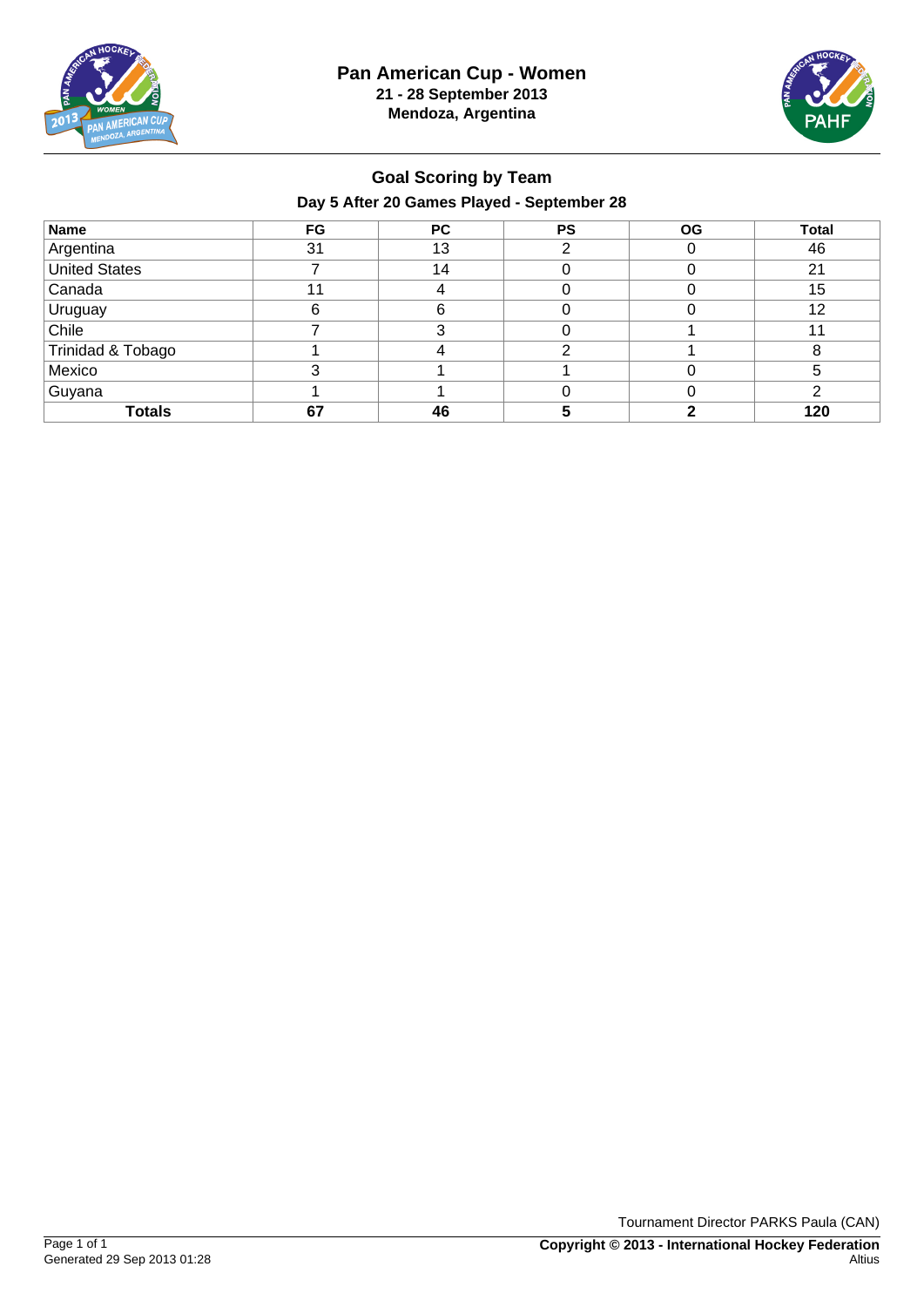# Pan American Cup - Women

**21 - 28 September 2013**

**Mendoza, Argentina**

## Goal Scoring by Team

**Day 5 After 20 Games Played - September 28**

| Name | FG | PC | PS | OG | Total |
|---|---|---|---|---|---|
| Argentina | 31 | 13 | 2 | 0 | 46 |
| United States | 7 | 14 | 0 | 0 | 21 |
| Canada | 11 | 4 | 0 | 0 | 15 |
| Uruguay | 6 | 6 | 0 | 0 | 12 |
| Chile | 7 | 3 | 0 | 1 | 11 |
| Trinidad & Tobago | 1 | 4 | 2 | 1 | 8 |
| Mexico | 3 | 1 | 1 | 0 | 5 |
| Guyana | 1 | 1 | 0 | 0 | 2 |
| **Totals** | **67** | **46** | **5** | **2** | **120** |

Tournament Director PARKS Paula (CAN)

Generated 29 Sep 2013 01:28

**Copyright © 2013 - International Hockey Federation**
Altius